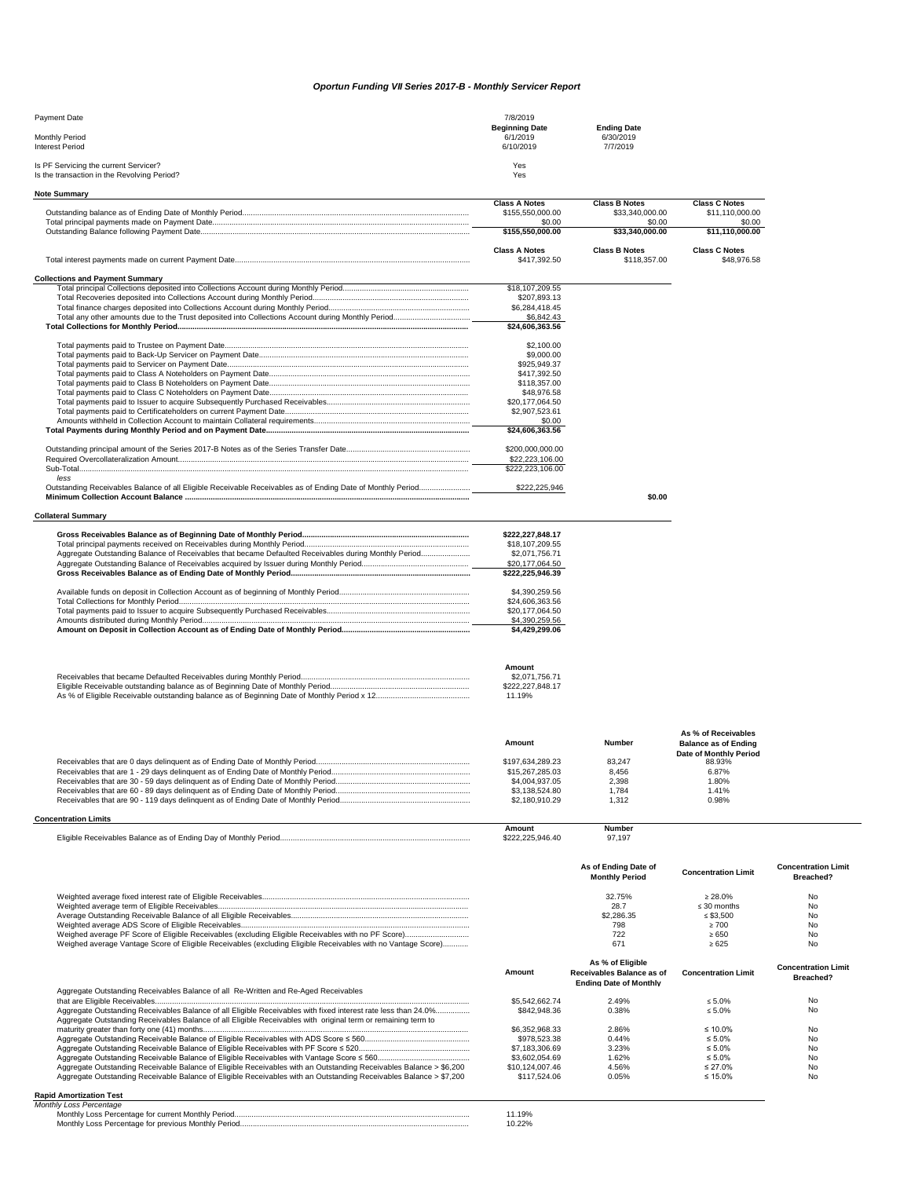# *Oportun Funding VII Series 2017-B - Monthly Servicer Report*

| | | | |
|---|---|---|---|
| Payment Date | 7/8/2019 | | |
| | **Beginning Date** | **Ending Date** | |
| Monthly Period | 6/1/2019 | 6/30/2019 | |
| Interest Period | 6/10/2019 | 7/7/2019 | |
| Is PF Servicing the current Servicer? | Yes | | |
| Is the transaction in the Revolving Period? | Yes | | |

## Note Summary

| | Class A Notes | Class B Notes | Class C Notes |
|---|---|---|---|
| Outstanding balance as of Ending Date of Monthly Period | $155,550,000.00 | $33,340,000.00 | $11,110,000.00 |
| Total principal payments made on Payment Date | $0.00 | $0.00 | $0.00 |
| Outstanding Balance following Payment Date | **$155,550,000.00** | **$33,340,000.00** | **$11,110,000.00** |

| | Class A Notes | Class B Notes | Class C Notes |
|---|---|---|---|
| Total interest payments made on current Payment Date | $417,392.50 | $118,357.00 | $48,976.58 |

## Collections and Payment Summary

| | | |
|---|---|---|
| Total principal Collections deposited into Collections Account during Monthly Period | $18,107,209.55 | |
| Total Recoveries deposited into Collections Account during Monthly Period | $207,893.13 | |
| Total finance charges deposited into Collections Account during Monthly Period | $6,284,418.45 | |
| Total any other amounts due to the Trust deposited into Collections Account during Monthly Period | $6,842.43 | |
| **Total Collections for Monthly Period** | **$24,606,363.56** | |
| Total payments paid to Trustee on Payment Date | $2,100.00 | |
| Total payments paid to Back-Up Servicer on Payment Date | $9,000.00 | |
| Total payments paid to Servicer on Payment Date | $925,949.37 | |
| Total payments paid to Class A Noteholders on Payment Date | $417,392.50 | |
| Total payments paid to Class B Noteholders on Payment Date | $118,357.00 | |
| Total payments paid to Class C Noteholders on Payment Date | $48,976.58 | |
| Total payments paid to Issuer to acquire Subsequently Purchased Receivables | $20,177,064.50 | |
| Total payments paid to Certificateholders on current Payment Date | $2,907,523.61 | |
| Amounts withheld in Collection Account to maintain Collateral requirements | $0.00 | |
| **Total Payments during Monthly Period and on Payment Date** | **$24,606,363.56** | |
| Outstanding principal amount of the Series 2017-B Notes as of the Series Transfer Date | $200,000,000.00 | |
| Required Overcollateralization Amount | $22,223,106.00 | |
| Sub-Total | $222,223,106.00 | |
| *less* | | |
| Outstanding Receivables Balance of all Eligible Receivable Receivables as of Ending Date of Monthly Period | $222,225,946 | |
| **Minimum Collection Account Balance** | | **$0.00** |

## Collateral Summary

| | |
|---|---|
| **Gross Receivables Balance as of Beginning Date of Monthly Period** | **$222,227,848.17** |
| Total principal payments received on Receivables during Monthly Period | $18,107,209.55 |
| Aggregate Outstanding Balance of Receivables that became Defaulted Receivables during Monthly Period | $2,071,756.71 |
| Aggregate Outstanding Balance of Receivables acquired by Issuer during Monthly Period | $20,177,064.50 |
| **Gross Receivables Balance as of Ending Date of Monthly Period** | **$222,225,946.39** |
| Available funds on deposit in Collection Account as of beginning of Monthly Period | $4,390,259.56 |
| Total Collections for Monthly Period | $24,606,363.56 |
| Total payments paid to Issuer to acquire Subsequently Purchased Receivables | $20,177,064.50 |
| Amounts distributed during Monthly Period | $4,390,259.56 |
| **Amount on Deposit in Collection Account as of Ending Date of Monthly Period** | **$4,429,299.06** |

| | Amount |
|---|---|
| Receivables that became Defaulted Receivables during Monthly Period | $2,071,756.71 |
| Eligible Receivable outstanding balance as of Beginning Date of Monthly Period | $222,227,848.17 |
| As % of Eligible Receivable outstanding balance as of Beginning Date of Monthly Period x 12 | 11.19% |

| | Amount | Number | As % of Receivables Balance as of Ending Date of Monthly Period |
|---|---|---|---|
| Receivables that are 0 days delinquent as of Ending Date of Monthly Period | $197,634,289.23 | 83,247 | 88.93% |
| Receivables that are 1 - 29 days delinquent as of Ending Date of Monthly Period | $15,267,285.03 | 8,456 | 6.87% |
| Receivables that are 30 - 59 days delinquent as of Ending Date of Monthly Period | $4,004,937.05 | 2,398 | 1.80% |
| Receivables that are 60 - 89 days delinquent as of Ending Date of Monthly Period | $3,138,524.80 | 1,784 | 1.41% |
| Receivables that are 90 - 119 days delinquent as of Ending Date of Monthly Period | $2,180,910.29 | 1,312 | 0.98% |

## Concentration Limits

| | Amount | Number |
|---|---|---|
| Eligible Receivables Balance as of Ending Day of Monthly Period | $222,225,946.40 | 97,197 |

| | As of Ending Date of Monthly Period | Concentration Limit | Concentration Limit Breached? |
|---|---|---|---|
| Weighted average fixed interest rate of Eligible Receivables | 32.75% | ≥ 28.0% | No |
| Weighted average term of Eligible Receivables | 28.7 | ≤ 30 months | No |
| Average Outstanding Receivable Balance of all Eligible Receivables | $2,286.35 | ≤ $3,500 | No |
| Weighted average ADS Score of Eligible Receivables | 798 | ≥ 700 | No |
| Weighed average PF Score of Eligible Receivables (excluding Eligible Receivables with no PF Score) | 722 | ≥ 650 | No |
| Weighed average Vantage Score of Eligible Receivables (excluding Eligible Receivables with no Vantage Score) | 671 | ≥ 625 | No |

| | Amount | As % of Eligible Receivables Balance as of Ending Date of Monthly | Concentration Limit | Concentration Limit Breached? |
|---|---|---|---|---|
| Aggregate Outstanding Receivables Balance of all Re-Written and Re-Aged Receivables that are Eligible Receivables | $5,542,662.74 | 2.49% | ≤ 5.0% | No |
| Aggregate Outstanding Receivables Balance of all Eligible Receivables with fixed interest rate less than 24.0% | $842,948.36 | 0.38% | ≤ 5.0% | No |
| Aggregate Outstanding Receivables Balance of all Eligible Receivables with original term or remaining term to maturity greater than forty one (41) months | $6,352,968.33 | 2.86% | ≤ 10.0% | No |
| Aggregate Outstanding Receivable Balance of Eligible Receivables with ADS Score ≤ 560 | $978,523.38 | 0.44% | ≤ 5.0% | No |
| Aggregate Outstanding Receivable Balance of Eligible Receivables with PF Score ≤ 520 | $7,183,306.69 | 3.23% | ≤ 5.0% | No |
| Aggregate Outstanding Receivable Balance of Eligible Receivables with Vantage Score ≤ 560 | $3,602,054.69 | 1.62% | ≤ 5.0% | No |
| Aggregate Outstanding Receivable Balance of Eligible Receivables with an Outstanding Receivables Balance > $6,200 | $10,124,007.46 | 4.56% | ≤ 27.0% | No |
| Aggregate Outstanding Receivable Balance of Eligible Receivables with an Outstanding Receivables Balance > $7,200 | $117,524.06 | 0.05% | ≤ 15.0% | No |

## Rapid Amortization Test

*Monthly Loss Percentage*

| | |
|---|---|
| Monthly Loss Percentage for current Monthly Period | 11.19% |
| Monthly Loss Percentage for previous Monthly Period | 10.22% |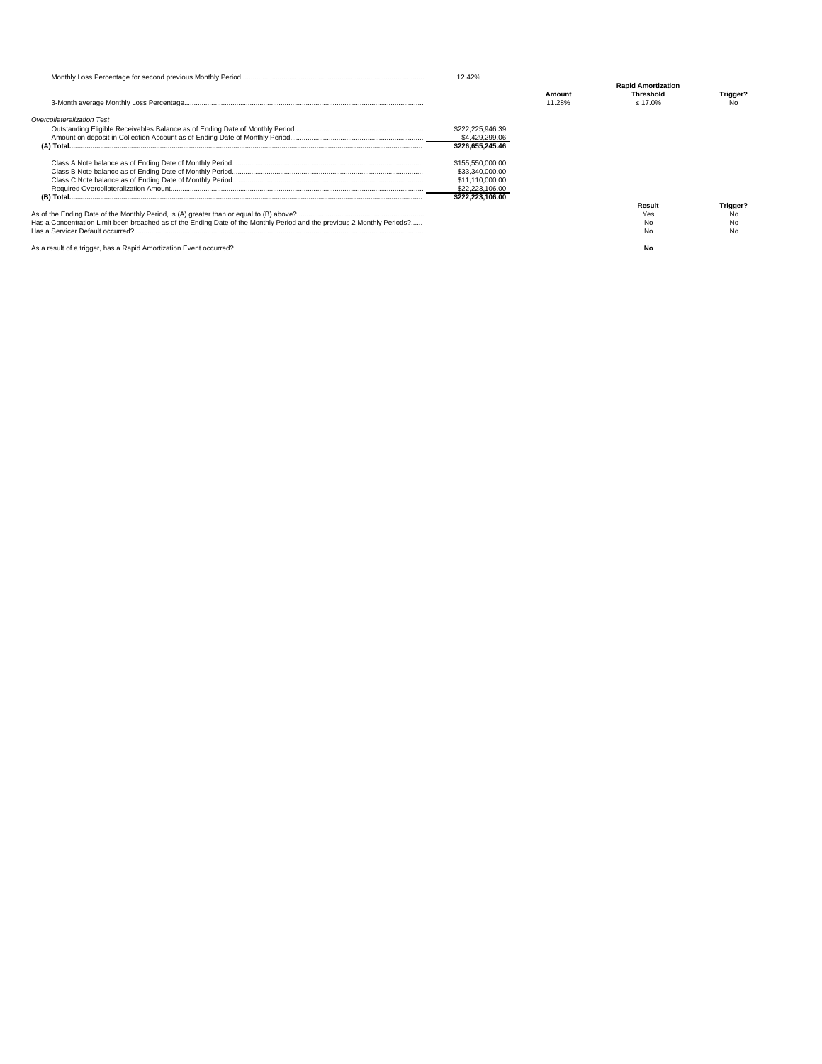| | | | | |
|---|---|---|---|---|
| Monthly Loss Percentage for second previous Monthly Period | 12.42% | | | |
| | | Amount | Rapid Amortization Threshold | Trigger? |
| 3-Month average Monthly Loss Percentage | | 11.28% | ≤ 17.0% | No |

*Overcollateralization Test*

| | |
|---|---|
| Outstanding Eligible Receivables Balance as of Ending Date of Monthly Period | $222,225,946.39 |
| Amount on deposit in Collection Account as of Ending Date of Monthly Period | $4,429,299.06 |
| **(A) Total** | **$226,655,245.46** |
| Class A Note balance as of Ending Date of Monthly Period | $155,550,000.00 |
| Class B Note balance as of Ending Date of Monthly Period | $33,340,000.00 |
| Class C Note balance as of Ending Date of Monthly Period | $11,110,000.00 |
| Required Overcollateralization Amount | $22,223,106.00 |
| **(B) Total** | **$222,223,106.00** |

| | Result | Trigger? |
|---|---|---|
| As of the Ending Date of the Monthly Period, is (A) greater than or equal to (B) above? | Yes | No |
| Has a Concentration Limit been breached as of the Ending Date of the Monthly Period and the previous 2 Monthly Periods? | No | No |
| Has a Servicer Default occurred? | No | No |

As a result of a trigger, has a Rapid Amortization Event occurred? **No**